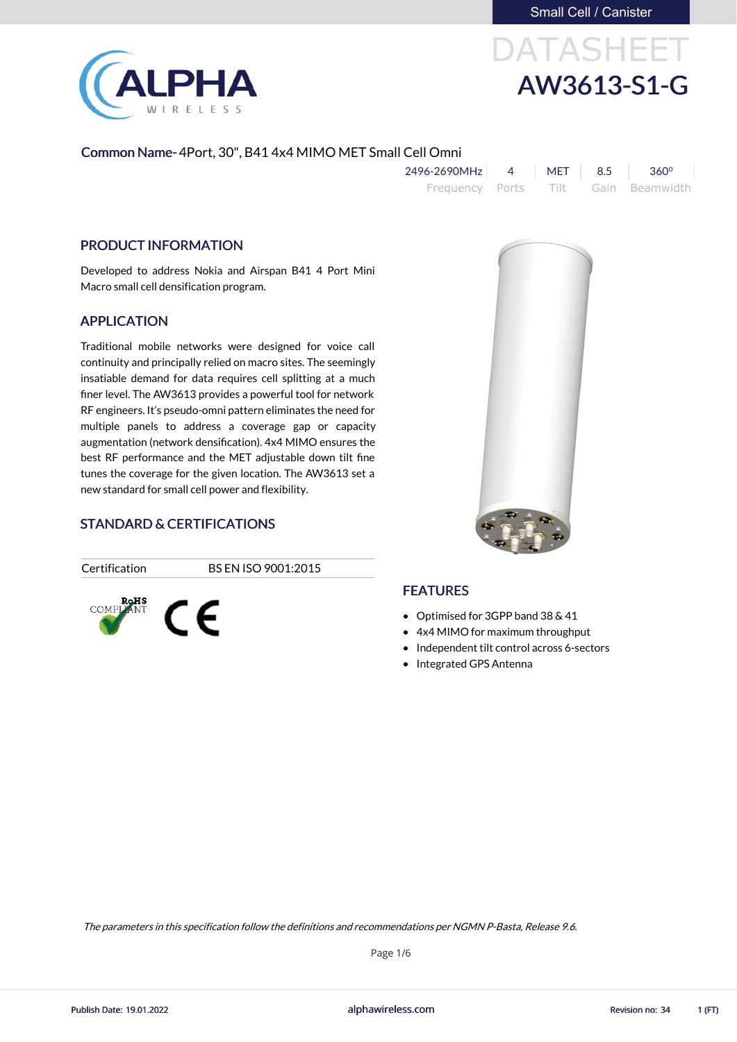Small Cell / Canister

# DATASHEET

# AW3613-S1-G

**Common Name-** 4Port, 30", B41 4x4 MIMO MET Small Cell Omni

| 2496-2690MHz | 4 | MET | 8.5 | 360⁰ |
|---|---|---|---|---|
| Frequency | Ports | Tilt | Gain | Beamwidth |

## PRODUCT INFORMATION

Developed to address Nokia and Airspan B41 4 Port Mini Macro small cell densification program.

## APPLICATION

Traditional mobile networks were designed for voice call continuity and principally relied on macro sites. The seemingly insatiable demand for data requires cell splitting at a much finer level. The AW3613 provides a powerful tool for network RF engineers. It's pseudo-omni pattern eliminates the need for multiple panels to address a coverage gap or capacity augmentation (network densification). 4x4 MIMO ensures the best RF performance and the MET adjustable down tilt fine tunes the coverage for the given location. The AW3613 set a new standard for small cell power and flexibility.

## STANDARD & CERTIFICATIONS

| Certification | BS EN ISO 9001:2015 |
|---|---|

RoHS COMPLIANT

CE

## FEATURES

- Optimised for 3GPP band 38 & 41
- 4x4 MIMO for maximum throughput
- Independent tilt control across 6-sectors
- Integrated GPS Antenna

*The parameters in this specification follow the definitions and recommendations per NGMN P-Basta, Release 9.6.*

Publish Date: 19.01.2022 alphawireless.com Revision no: 34 1 (FT)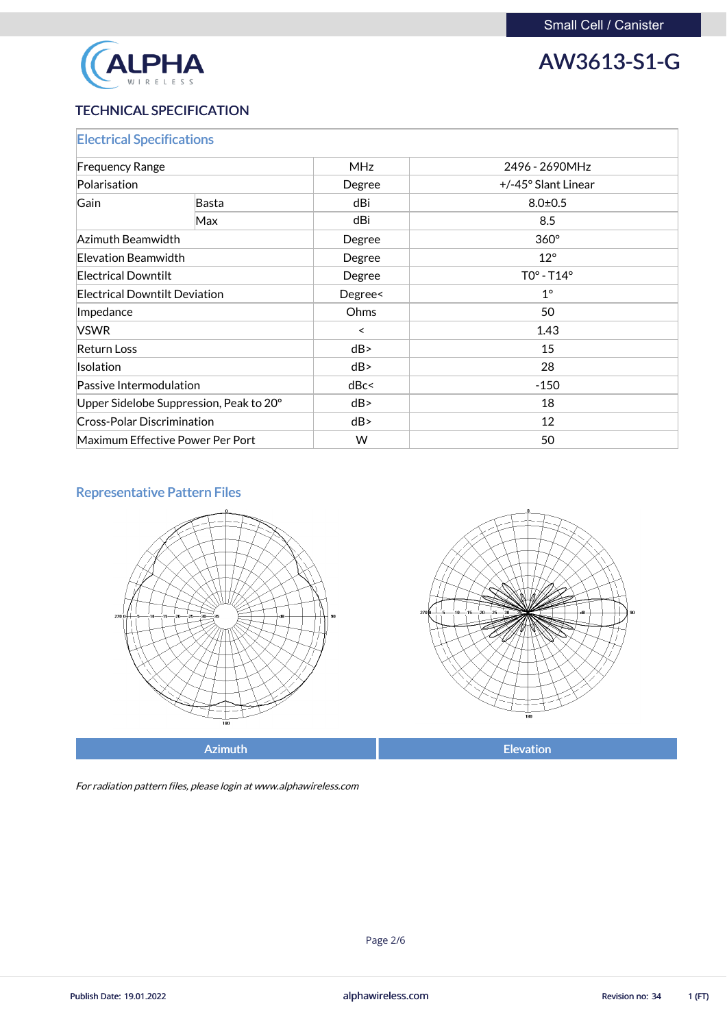# AW3613-S1-G

Small Cell / Canister

## TECHNICAL SPECIFICATION

### Electrical Specifications

| | | | |
|---|---|---|---|
| Frequency Range | | MHz | 2496 - 2690MHz |
| Polarisation | | Degree | +/-45° Slant Linear |
| Gain | Basta | dBi | 8.0±0.5 |
| | Max | dBi | 8.5 |
| Azimuth Beamwidth | | Degree | 360° |
| Elevation Beamwidth | | Degree | 12° |
| Electrical Downtilt | | Degree | T0° - T14° |
| Electrical Downtilt Deviation | | Degree< | 1° |
| Impedance | | Ohms | 50 |
| VSWR | | < | 1.43 |
| Return Loss | | dB> | 15 |
| Isolation | | dB> | 28 |
| Passive Intermodulation | | dBc< | -150 |
| Upper Sidelobe Suppression, Peak to 20° | | dB> | 18 |
| Cross-Polar Discrimination | | dB> | 12 |
| Maximum Effective Power Per Port | | W | 50 |

### Representative Pattern Files

| Azimuth | Elevation |
|---|---|

*For radiation pattern files, please login at www.alphawireless.com*

Publish Date: 19.01.2022 | alphawireless.com | Revision no: 34 | 1 (FT)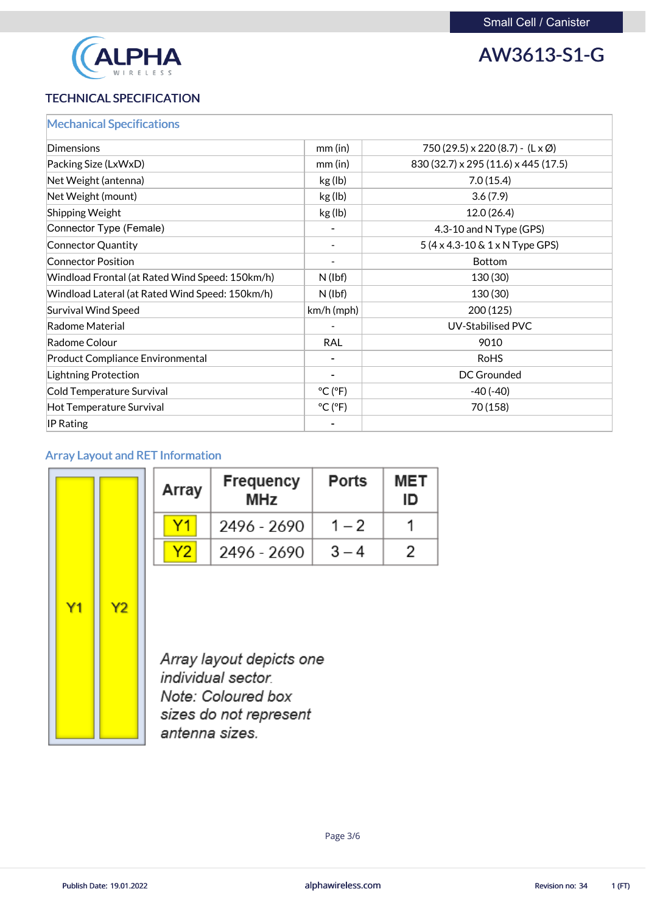# AW3613-S1-G

Small Cell / Canister

## TECHNICAL SPECIFICATION

| Mechanical Specifications | | |
|---|---|---|
| Dimensions | mm (in) | 750 (29.5) x 220 (8.7) - (L x Ø) |
| Packing Size (LxWxD) | mm (in) | 830 (32.7) x 295 (11.6) x 445 (17.5) |
| Net Weight (antenna) | kg (lb) | 7.0 (15.4) |
| Net Weight (mount) | kg (lb) | 3.6 (7.9) |
| Shipping Weight | kg (lb) | 12.0 (26.4) |
| Connector Type (Female) | - | 4.3-10 and N Type (GPS) |
| Connector Quantity | - | 5 (4 x 4.3-10 & 1 x N Type GPS) |
| Connector Position | - | Bottom |
| Windload Frontal (at Rated Wind Speed: 150km/h) | N (lbf) | 130 (30) |
| Windload Lateral (at Rated Wind Speed: 150km/h) | N (lbf) | 130 (30) |
| Survival Wind Speed | km/h (mph) | 200 (125) |
| Radome Material | - | UV-Stabilised PVC |
| Radome Colour | RAL | 9010 |
| Product Compliance Environmental | - | RoHS |
| Lightning Protection | - | DC Grounded |
| Cold Temperature Survival | °C (°F) | -40 (-40) |
| Hot Temperature Survival | °C (°F) | 70 (158) |
| IP Rating | - | |

## Array Layout and RET Information

| Array | Frequency MHz | Ports | MET ID |
|---|---|---|---|
| Y1 | 2496 - 2690 | 1 – 2 | 1 |
| Y2 | 2496 - 2690 | 3 – 4 | 2 |

Y1 Y2

*Array layout depicts one individual sector. Note: Coloured box sizes do not represent antenna sizes.*

Publish Date: 19.01.2022 | alphawireless.com | Revision no: 34 | 1 (FT)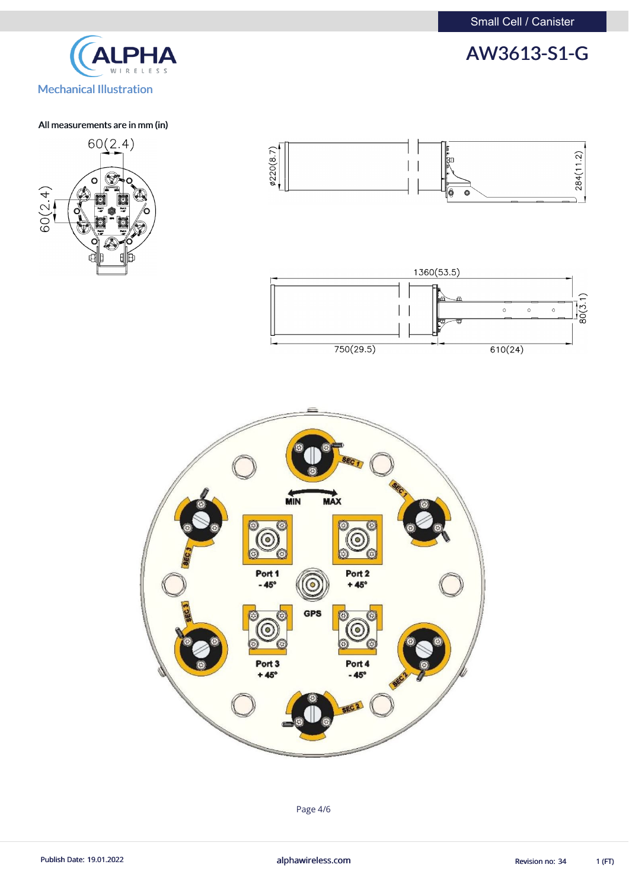Small Cell / Canister

# AW3613-S1-G

## Mechanical Illustration

**All measurements are in mm (in)**

60(2.4)

60(2.4)

ø220(8.7)

284(11.2)

1360(53.5)

80(3.1)

750(29.5)

610(24)

SEC 1

MIN MAX

SEC 1

SEC 3

Port 1
- 45°

Port 2
+ 45°

GPS

SEC 3

Port 3
+ 45°

Port 4
- 45°

SEC 2

SEC 2

Publish Date: 19.01.2022

alphawireless.com

Revision no: 34

1 (FT)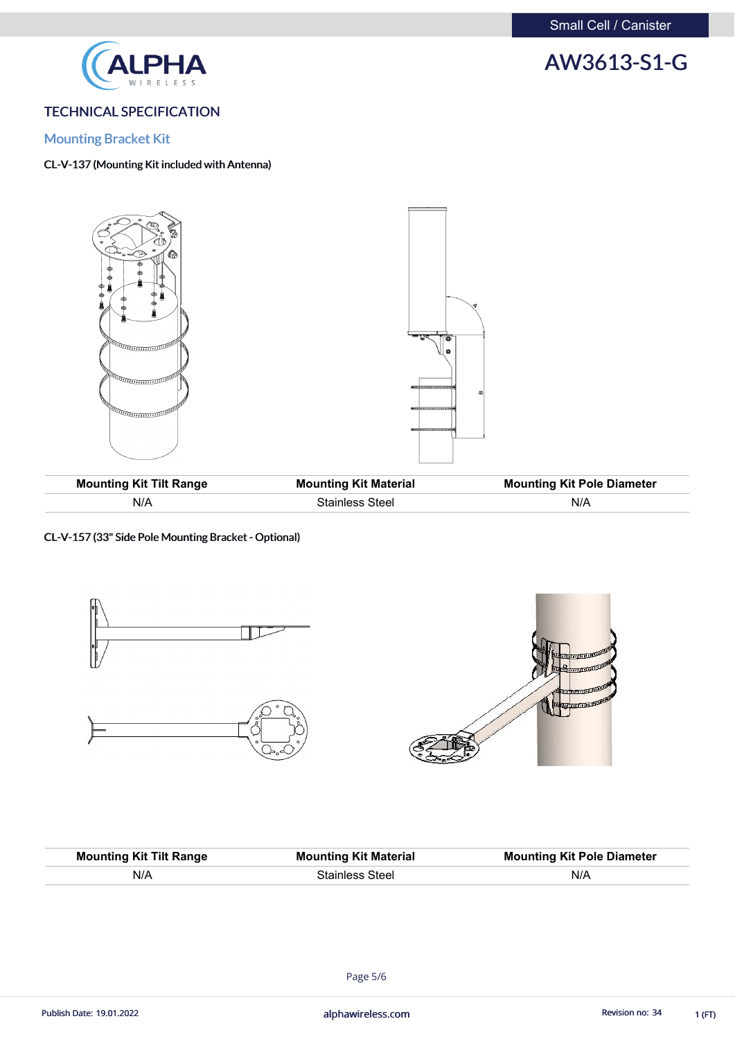# AW3613-S1-G

Small Cell / Canister

## TECHNICAL SPECIFICATION

### Mounting Bracket Kit

**CL-V-137 (Mounting Kit included with Antenna)**

| Mounting Kit Tilt Range | Mounting Kit Material | Mounting Kit Pole Diameter |
|---|---|---|
| N/A | Stainless Steel | N/A |

**CL-V-157 (33" Side Pole Mounting Bracket - Optional)**

| Mounting Kit Tilt Range | Mounting Kit Material | Mounting Kit Pole Diameter |
|---|---|---|
| N/A | Stainless Steel | N/A |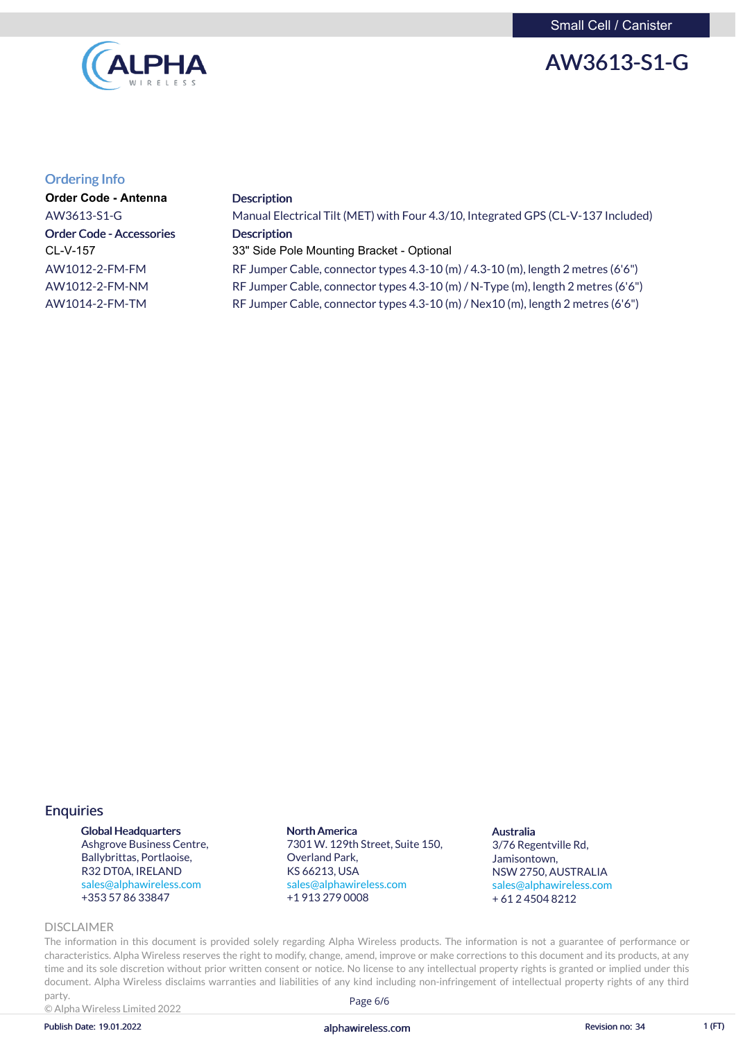## Ordering Info

| Order Code - Antenna | Description |
|---|---|
| AW3613-S1-G | Manual Electrical Tilt (MET) with Four 4.3/10, Integrated GPS (CL-V-137 Included) |
| **Order Code - Accessories** | **Description** |
| CL-V-157 | 33" Side Pole Mounting Bracket - Optional |
| AW1012-2-FM-FM | RF Jumper Cable, connector types 4.3-10 (m) / 4.3-10 (m), length 2 metres (6'6") |
| AW1012-2-FM-NM | RF Jumper Cable, connector types 4.3-10 (m) / N-Type (m), length 2 metres (6'6") |
| AW1014-2-FM-TM | RF Jumper Cable, connector types 4.3-10 (m) / Nex10 (m), length 2 metres (6'6") |

## Enquiries

**Global Headquarters**
Ashgrove Business Centre,
Ballybrittas, Portlaoise,
R32 DT0A, IRELAND
sales@alphawireless.com
+353 57 86 33847

**North America**
7301 W. 129th Street, Suite 150,
Overland Park,
KS 66213, USA
sales@alphawireless.com
+1 913 279 0008

**Australia**
3/76 Regentville Rd,
Jamisontown,
NSW 2750, AUSTRALIA
sales@alphawireless.com
+ 61 2 4504 8212

DISCLAIMER

The information in this document is provided solely regarding Alpha Wireless products. The information is not a guarantee of performance or characteristics. Alpha Wireless reserves the right to modify, change, amend, improve or make corrections to this document and its products, at any time and its sole discretion without prior written consent or notice. No license to any intellectual property rights is granted or implied under this document. Alpha Wireless disclaims warranties and liabilities of any kind including non-infringement of intellectual property rights of any third party.

© Alpha Wireless Limited 2022

Publish Date: 19.01.2022 | alphawireless.com | Revision no: 34 | 1 (FT)